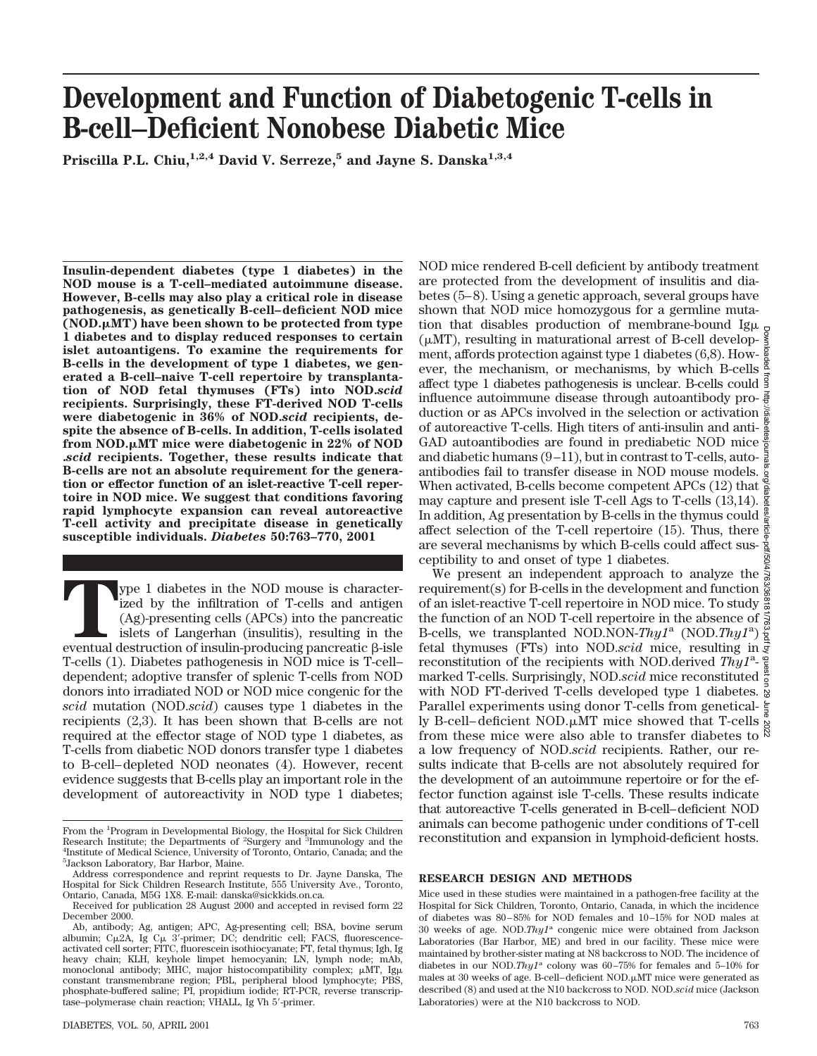# Development and Function of Diabetogenic T-cells in B-cell–Deficient Nonobese Diabetic Mice

Priscilla P.L. Chiu,[1,2,4] David V. Serreze,[5] and Jayne S. Danska[1,3,4]

**Insulin-dependent diabetes (type 1 diabetes) in the NOD mouse is a T-cell–mediated autoimmune disease. However, B-cells may also play a critical role in disease pathogenesis, as genetically B-cell–deficient NOD mice (NOD.μMT) have been shown to be protected from type 1 diabetes and to display reduced responses to certain islet autoantigens. To examine the requirements for B-cells in the development of type 1 diabetes, we generated a B-cell–naive T-cell repertoire by transplantation of NOD fetal thymuses (FTs) into NOD.*scid* recipients. Surprisingly, these FT-derived NOD T-cells were diabetogenic in 36% of NOD.*scid* recipients, despite the absence of B-cells. In addition, T-cells isolated from NOD.μMT mice were diabetogenic in 22% of NOD .*scid* recipients. Together, these results indicate that B-cells are not an absolute requirement for the generation or effector function of an islet-reactive T-cell repertoire in NOD mice. We suggest that conditions favoring rapid lymphocyte expansion can reveal autoreactive T-cell activity and precipitate disease in genetically susceptible individuals. *Diabetes* 50:763–770, 2001**

Type 1 diabetes in the NOD mouse is characterized by the infiltration of T-cells and antigen (Ag)-presenting cells (APCs) into the pancreatic islets of Langerhan (insulitis), resulting in the eventual destruction of insulin-producing pancreatic β-isle T-cells (1). Diabetes pathogenesis in NOD mice is T-cell–dependent; adoptive transfer of splenic T-cells from NOD donors into irradiated NOD or NOD mice congenic for the *scid* mutation (NOD.*scid*) causes type 1 diabetes in the recipients (2,3). It has been shown that B-cells are not required at the effector stage of NOD type 1 diabetes, as T-cells from diabetic NOD donors transfer type 1 diabetes to B-cell–depleted NOD neonates (4). However, recent evidence suggests that B-cells play an important role in the development of autoreactivity in NOD type 1 diabetes; NOD mice rendered B-cell deficient by antibody treatment are protected from the development of insulitis and diabetes (5–8). Using a genetic approach, several groups have shown that NOD mice homozygous for a germline mutation that disables production of membrane-bound Igμ (μMT), resulting in maturational arrest of B-cell development, affords protection against type 1 diabetes (6,8). However, the mechanism, or mechanisms, by which B-cells affect type 1 diabetes pathogenesis is unclear. B-cells could influence autoimmune disease through autoantibody production or as APCs involved in the selection or activation of autoreactive T-cells. High titers of anti-insulin and anti-GAD autoantibodies are found in prediabetic NOD mice and diabetic humans (9–11), but in contrast to T-cells, autoantibodies fail to transfer disease in NOD mouse models. When activated, B-cells become competent APCs (12) that may capture and present isle T-cell Ags to T-cells (13,14). In addition, Ag presentation by B-cells in the thymus could affect selection of the T-cell repertoire (15). Thus, there are several mechanisms by which B-cells could affect susceptibility to and onset of type 1 diabetes.

We present an independent approach to analyze the requirement(s) for B-cells in the development and function of an islet-reactive T-cell repertoire in NOD mice. To study the function of an NOD T-cell repertoire in the absence of B-cells, we transplanted NOD.NON-*Thy1*[a] (NOD.*Thy1*[a]) fetal thymuses (FTs) into NOD.*scid* mice, resulting in reconstitution of the recipients with NOD.derived *Thy1*[a]-marked T-cells. Surprisingly, NOD.*scid* mice reconstituted with NOD FT-derived T-cells developed type 1 diabetes. Parallel experiments using donor T-cells from genetically B-cell–deficient NOD.μMT mice showed that T-cells from these mice were also able to transfer diabetes to a low frequency of NOD.*scid* recipients. Rather, our results indicate that B-cells are not absolutely required for the development of an autoimmune repertoire or for the effector function against isle T-cells. These results indicate that autoreactive T-cells generated in B-cell–deficient NOD animals can become pathogenic under conditions of T-cell reconstitution and expansion in lymphoid-deficient hosts.

## RESEARCH DESIGN AND METHODS

Mice used in these studies were maintained in a pathogen-free facility at the Hospital for Sick Children, Toronto, Ontario, Canada, in which the incidence of diabetes was 80–85% for NOD females and 10–15% for NOD males at 30 weeks of age. NOD.*Thy1*[a] congenic mice were obtained from Jackson Laboratories (Bar Harbor, ME) and bred in our facility. These mice were maintained by brother-sister mating at N8 backcross to NOD. The incidence of diabetes in our NOD.*Thy1*[a] colony was 60–75% for females and 5–10% for males at 30 weeks of age. B-cell–deficient NOD.μMT mice were generated as described (8) and used at the N10 backcross to NOD. NOD.*scid* mice (Jackson Laboratories) were at the N10 backcross to NOD.

From the [1]Program in Developmental Biology, the Hospital for Sick Children Research Institute; the Departments of [2]Surgery and [3]Immunology and the [4]Institute of Medical Science, University of Toronto, Ontario, Canada; and the [5]Jackson Laboratory, Bar Harbor, Maine.

Address correspondence and reprint requests to Dr. Jayne Danska, The Hospital for Sick Children Research Institute, 555 University Ave., Toronto, Ontario, Canada, M5G 1X8. E-mail: danska@sickkids.on.ca.

Received for publication 28 August 2000 and accepted in revised form 22 December 2000.

Ab, antibody; Ag, antigen; APC, Ag-presenting cell; BSA, bovine serum albumin; Cμ2A, Ig Cμ 3′-primer; DC, dendritic cell; FACS, fluorescence-activated cell sorter; FITC, fluorescein isothiocyanate; FT, fetal thymus; Igh, Ig heavy chain; KLH, keyhole limpet hemocyanin; LN, lymph node; mAb, monoclonal antibody; MHC, major histocompatibility complex; μMT, Igμ constant transmembrane region; PBL, peripheral blood lymphocyte; PBS, phosphate-buffered saline; PI, propidium iodide; RT-PCR, reverse transcriptase–polymerase chain reaction; VHALL, Ig Vh 5′-primer.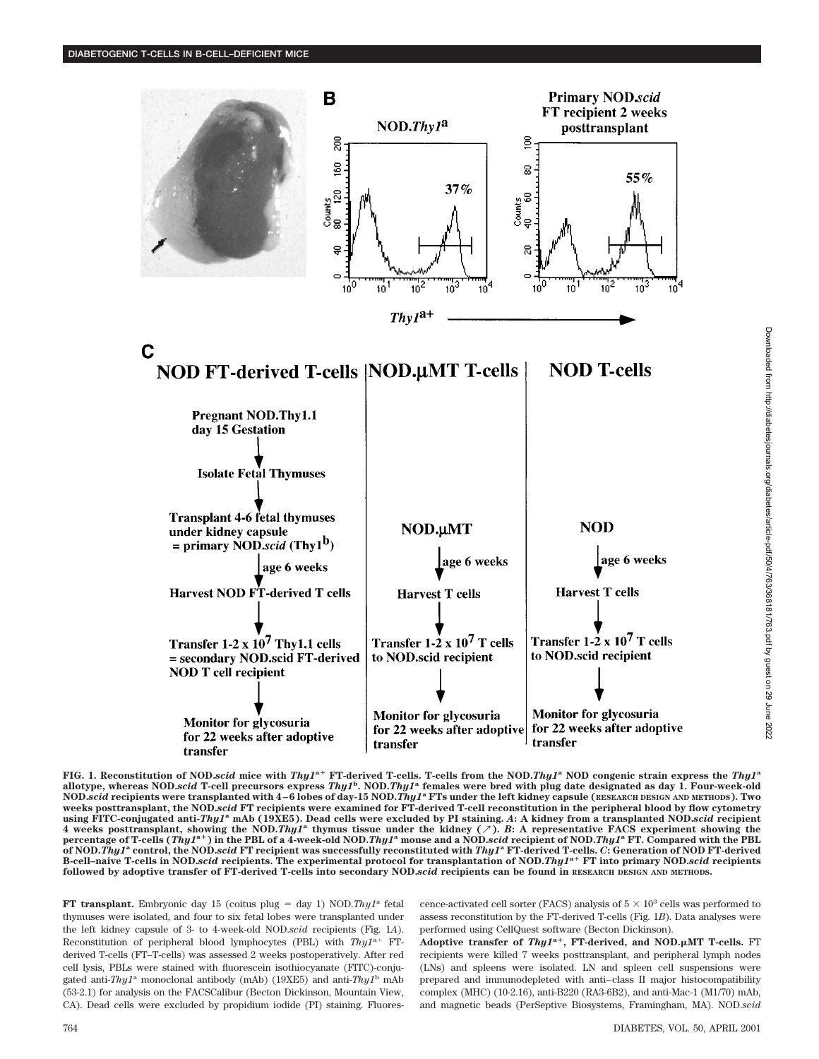**FIG. 1. Reconstitution of NOD.*scid* mice with *Thy1*[a+] FT-derived T-cells. T-cells from the NOD.*Thy1*[a] NOD congenic strain express the *Thy1*[a] allotype, whereas NOD.*scid* T-cell precursors express *Thy1*[b]. NOD.*Thy1*[a] females were bred with plug date designated as day 1. Four-week-old NOD.*scid* recipients were transplanted with 4–6 lobes of day-15 NOD.*Thy1*[a] FTs under the left kidney capsule (RESEARCH DESIGN AND METHODS). Two weeks posttransplant, the NOD.*scid* FT recipients were examined for FT-derived T-cell reconstitution in the peripheral blood by flow cytometry using FITC-conjugated anti-*Thy1*[a] mAb (19XE5). Dead cells were excluded by PI staining. *A*: A kidney from a transplanted NOD.*scid* recipient 4 weeks posttransplant, showing the NOD.*Thy1*[a] thymus tissue under the kidney (↗). *B*: A representative FACS experiment showing the percentage of T-cells (*Thy1*[a+]) in the PBL of a 4-week-old NOD.*Thy1*[a] mouse and a NOD.*scid* recipient of NOD.*Thy1*[a] FT. Compared with the PBL of NOD.*Thy1*[a] control, the NOD.*scid* FT recipient was successfully reconstituted with *Thy1*[a] FT-derived T-cells. *C*: Generation of NOD FT-derived B-cell–naive T-cells in NOD.*scid* recipients. The experimental protocol for transplantation of NOD.*Thy1*[a+] FT into primary NOD.*scid* recipients followed by adoptive transfer of FT-derived T-cells into secondary NOD.*scid* recipients can be found in RESEARCH DESIGN AND METHODS.**

**FT transplant.** Embryonic day 15 (coitus plug = day 1) NOD.*Thy1*[a] fetal thymuses were isolated, and four to six fetal lobes were transplanted under the left kidney capsule of 3- to 4-week-old NOD.*scid* recipients (Fig. 1*A*). Reconstitution of peripheral blood lymphocytes (PBL) with *Thy1*[a+] FT-derived T-cells (FT–T-cells) was assessed 2 weeks postoperatively. After red cell lysis, PBLs were stained with fluorescein isothiocyanate (FITC)-conjugated anti-*Thy1*[a] monoclonal antibody (mAb) (19XE5) and anti-*Thy1*[b] mAb (53-2.1) for analysis on the FACSCalibur (Becton Dickinson, Mountain View, CA). Dead cells were excluded by propidium iodide (PI) staining. Fluorescence-activated cell sorter (FACS) analysis of $5 \times 10^3$ cells was performed to assess reconstitution by the FT-derived T-cells (Fig. 1*B*). Data analyses were performed using CellQuest software (Becton Dickinson).

**Adoptive transfer of *Thy1*[a+], FT-derived, and NOD.μMT T-cells.** FT recipients were killed 7 weeks posttransplant, and peripheral lymph nodes (LNs) and spleens were isolated. LN and spleen cell suspensions were prepared and immunodepleted with anti–class II major histocompatibility complex (MHC) (10-2.16), anti-B220 (RA3-6B2), and anti-Mac-1 (M1/70) mAb, and magnetic beads (PerSeptive Biosystems, Framingham, MA). NOD.*scid*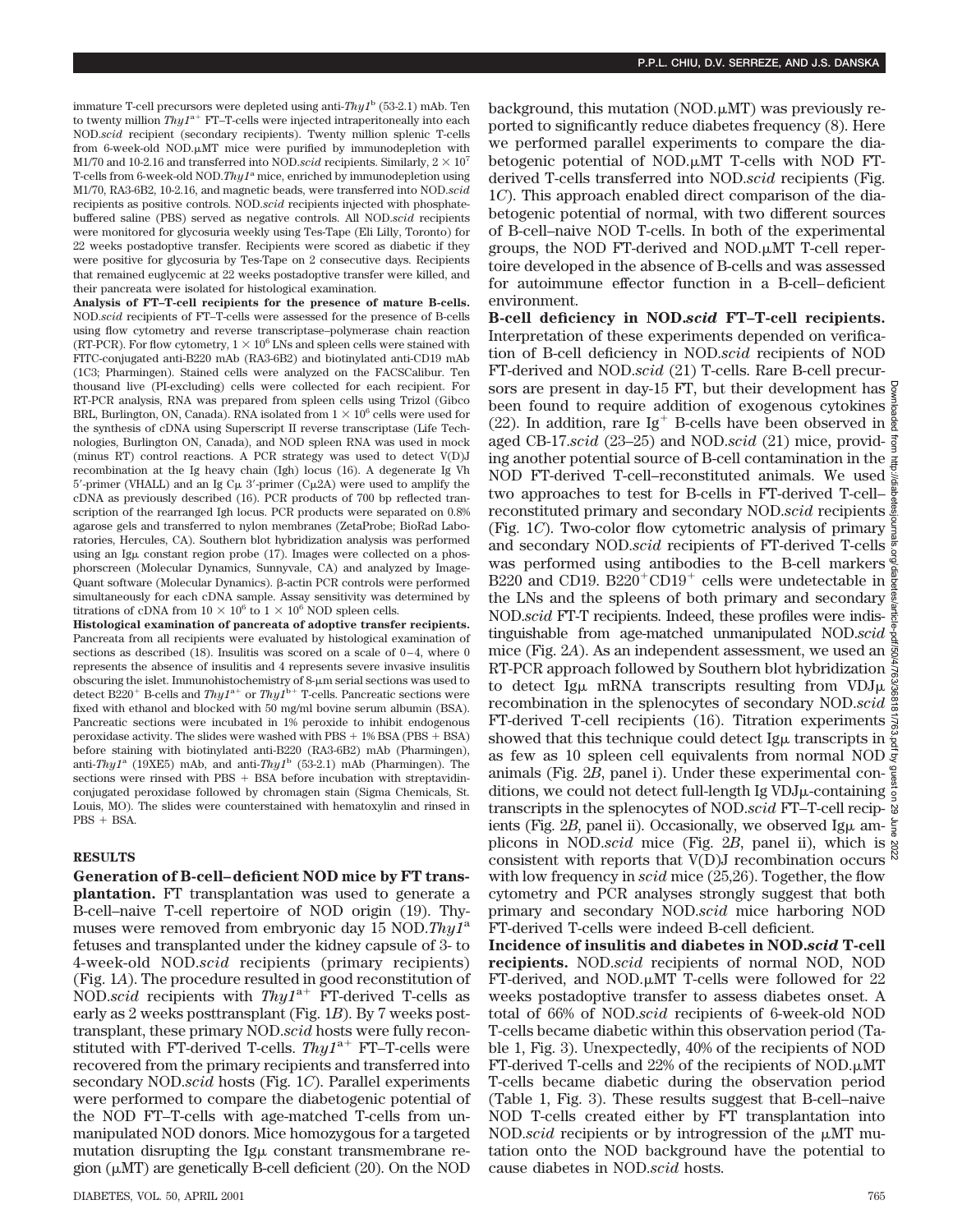immature T-cell precursors were depleted using anti-*Thy1*[b] (53-2.1) mAb. Ten to twenty million *Thy1*[a+] FT–T-cells were injected intraperitoneally into each NOD.*scid* recipient (secondary recipients). Twenty million splenic T-cells from 6-week-old NOD.μMT mice were purified by immunodepletion with M1/70 and 10-2.16 and transferred into NOD.*scid* recipients. Similarly, $2 \times 10^7$ T-cells from 6-week-old NOD.*Thy1*[a] mice, enriched by immunodepletion using M1/70, RA3-6B2, 10-2.16, and magnetic beads, were transferred into NOD.*scid* recipients as positive controls. NOD.*scid* recipients injected with phosphate-buffered saline (PBS) served as negative controls. All NOD.*scid* recipients were monitored for glycosuria weekly using Tes-Tape (Eli Lilly, Toronto) for 22 weeks postadoptive transfer. Recipients were scored as diabetic if they were positive for glycosuria by Tes-Tape on 2 consecutive days. Recipients that remained euglycemic at 22 weeks postadoptive transfer were killed, and their pancreata were isolated for histological examination.

**Analysis of FT–T-cell recipients for the presence of mature B-cells.** NOD.*scid* recipients of FT–T-cells were assessed for the presence of B-cells using flow cytometry and reverse transcriptase–polymerase chain reaction (RT-PCR). For flow cytometry, $1 \times 10^6$ LNs and spleen cells were stained with FITC-conjugated anti-B220 mAb (RA3-6B2) and biotinylated anti-CD19 mAb (1C3; Pharmingen). Stained cells were analyzed on the FACSCalibur. Ten thousand live (PI-excluding) cells were collected for each recipient. For RT-PCR analysis, RNA was prepared from spleen cells using Trizol (Gibco BRL, Burlington, ON, Canada). RNA isolated from $1 \times 10^6$ cells were used for the synthesis of cDNA using Superscript II reverse transcriptase (Life Technologies, Burlington ON, Canada), and NOD spleen RNA was used in mock (minus RT) control reactions. A PCR strategy was used to detect V(D)J recombination at the Ig heavy chain (Igh) locus (16). A degenerate Ig Vh 5′-primer (VHALL) and an Ig Cμ 3′-primer (Cμ2A) were used to amplify the cDNA as previously described (16). PCR products of 700 bp reflected transcription of the rearranged Igh locus. PCR products were separated on 0.8% agarose gels and transferred to nylon membranes (ZetaProbe; BioRad Laboratories, Hercules, CA). Southern blot hybridization analysis was performed using an Igμ constant region probe (17). Images were collected on a phosphorscreen (Molecular Dynamics, Sunnyvale, CA) and analyzed by ImageQuant software (Molecular Dynamics). β-actin PCR controls were performed simultaneously for each cDNA sample. Assay sensitivity was determined by titrations of cDNA from $10 \times 10^6$ to $1 \times 10^6$ NOD spleen cells.

**Histological examination of pancreata of adoptive transfer recipients.** Pancreata from all recipients were evaluated by histological examination of sections as described (18). Insulitis was scored on a scale of 0–4, where 0 represents the absence of insulitis and 4 represents severe invasive insulitis obscuring the islet. Immunohistochemistry of 8-μm serial sections was used to detect B220[+] B-cells and *Thy1*[a+] or *Thy1*[b+] T-cells. Pancreatic sections were fixed with ethanol and blocked with 50 mg/ml bovine serum albumin (BSA). Pancreatic sections were incubated in 1% peroxide to inhibit endogenous peroxidase activity. The slides were washed with PBS + 1% BSA (PBS + BSA) before staining with biotinylated anti-B220 (RA3-6B2) mAb (Pharmingen), anti-*Thy1*[a] (19XE5) mAb, and anti-*Thy1*[b] (53-2.1) mAb (Pharmingen). The sections were rinsed with PBS + BSA before incubation with streptavidin-conjugated peroxidase followed by chromagen stain (Sigma Chemicals, St. Louis, MO). The slides were counterstained with hematoxylin and rinsed in PBS + BSA.

## RESULTS

**Generation of B-cell–deficient NOD mice by FT transplantation.** FT transplantation was used to generate a B-cell–naive T-cell repertoire of NOD origin (19). Thymuses were removed from embryonic day 15 NOD.*Thy1*[a] fetuses and transplanted under the kidney capsule of 3- to 4-week-old NOD.*scid* recipients (primary recipients) (Fig. 1*A*). The procedure resulted in good reconstitution of NOD.*scid* recipients with *Thy1*[a+] FT-derived T-cells as early as 2 weeks posttransplant (Fig. 1*B*). By 7 weeks posttransplant, these primary NOD.*scid* hosts were fully reconstituted with FT-derived T-cells. *Thy1*[a+] FT–T-cells were recovered from the primary recipients and transferred into secondary NOD.*scid* hosts (Fig. 1*C*). Parallel experiments were performed to compare the diabetogenic potential of the NOD FT–T-cells with age-matched T-cells from unmanipulated NOD donors. Mice homozygous for a targeted mutation disrupting the Igμ constant transmembrane region (μMT) are genetically B-cell deficient (20). On the NOD background, this mutation (NOD.μMT) was previously reported to significantly reduce diabetes frequency (8). Here we performed parallel experiments to compare the diabetogenic potential of NOD.μMT T-cells with NOD FT-derived T-cells transferred into NOD.*scid* recipients (Fig. 1*C*). This approach enabled direct comparison of the diabetogenic potential of normal, with two different sources of B-cell–naive NOD T-cells. In both of the experimental groups, the NOD FT-derived and NOD.μMT T-cell repertoire developed in the absence of B-cells and was assessed for autoimmune effector function in a B-cell–deficient environment.

**B-cell deficiency in NOD.*scid* FT–T-cell recipients.** Interpretation of these experiments depended on verification of B-cell deficiency in NOD.*scid* recipients of NOD FT-derived and NOD.*scid* (21) T-cells. Rare B-cell precursors are present in day-15 FT, but their development has been found to require addition of exogenous cytokines (22). In addition, rare Ig[+] B-cells have been observed in aged CB-17.*scid* (23–25) and NOD.*scid* (21) mice, providing another potential source of B-cell contamination in the NOD FT-derived T-cell–reconstituted animals. We used two approaches to test for B-cells in FT-derived T-cell–reconstituted primary and secondary NOD.*scid* recipients (Fig. 1*C*). Two-color flow cytometric analysis of primary and secondary NOD.*scid* recipients of FT-derived T-cells was performed using antibodies to the B-cell markers B220 and CD19. B220[+]CD19[+] cells were undetectable in the LNs and the spleens of both primary and secondary NOD.*scid* FT-T recipients. Indeed, these profiles were indistinguishable from age-matched unmanipulated NOD.*scid* mice (Fig. 2*A*). As an independent assessment, we used an RT-PCR approach followed by Southern blot hybridization to detect Igμ mRNA transcripts resulting from VDJμ recombination in the splenocytes of secondary NOD.*scid* FT-derived T-cell recipients (16). Titration experiments showed that this technique could detect Igμ transcripts in as few as 10 spleen cell equivalents from normal NOD animals (Fig. 2*B*, panel i). Under these experimental conditions, we could not detect full-length Ig VDJμ-containing transcripts in the splenocytes of NOD.*scid* FT–T-cell recipients (Fig. 2*B*, panel ii). Occasionally, we observed Igμ amplicons in NOD.*scid* mice (Fig. 2*B*, panel ii), which is consistent with reports that V(D)J recombination occurs with low frequency in *scid* mice (25,26). Together, the flow cytometry and PCR analyses strongly suggest that both primary and secondary NOD.*scid* mice harboring NOD FT-derived T-cells were indeed B-cell deficient.

**Incidence of insulitis and diabetes in NOD.*scid* T-cell recipients.** NOD.*scid* recipients of normal NOD, NOD FT-derived, and NOD.μMT T-cells were followed for 22 weeks postadoptive transfer to assess diabetes onset. A total of 66% of NOD.*scid* recipients of 6-week-old NOD T-cells became diabetic within this observation period (Table 1, Fig. 3). Unexpectedly, 40% of the recipients of NOD FT-derived T-cells and 22% of the recipients of NOD.μMT T-cells became diabetic during the observation period (Table 1, Fig. 3). These results suggest that B-cell–naive NOD T-cells created either by FT transplantation into NOD.*scid* recipients or by introgression of the μMT mutation onto the NOD background have the potential to cause diabetes in NOD.*scid* hosts.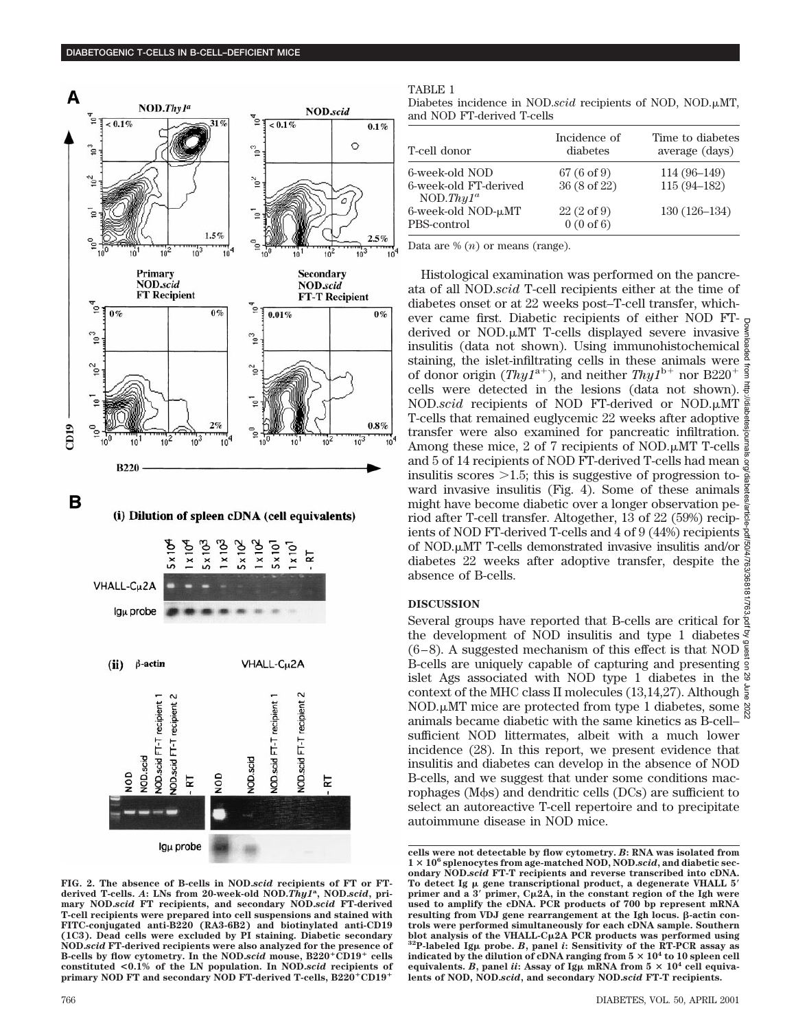TABLE 1

Diabetes incidence in NOD.*scid* recipients of NOD, NOD.μMT, and NOD FT-derived T-cells

| T-cell donor | Incidence of diabetes | Time to diabetes average (days) |
|---|---|---|
| 6-week-old NOD | 67 (6 of 9) | 114 (96–149) |
| 6-week-old FT-derived NOD.*Thy1*[a] | 36 (8 of 22) | 115 (94–182) |
| 6-week-old NOD-μMT | 22 (2 of 9) | 130 (126–134) |
| PBS-control | 0 (0 of 6) | |

Data are % ($n$) or means (range).

Histological examination was performed on the pancreata of all NOD.*scid* T-cell recipients either at the time of diabetes onset or at 22 weeks post–T-cell transfer, whichever came first. Diabetic recipients of either NOD FT-derived or NOD.μMT T-cells displayed severe invasive insulitis (data not shown). Using immunohistochemical staining, the islet-infiltrating cells in these animals were of donor origin (*Thy1*$^{a+}$), and neither *Thy1*$^{b+}$ nor B220$^{+}$ cells were detected in the lesions (data not shown). NOD.*scid* recipients of NOD FT-derived or NOD.μMT T-cells that remained euglycemic 22 weeks after adoptive transfer were also examined for pancreatic infiltration. Among these mice, 2 of 7 recipients of NOD.μMT T-cells and 5 of 14 recipients of NOD FT-derived T-cells had mean insulitis scores >1.5; this is suggestive of progression toward invasive insulitis (Fig. 4). Some of these animals might have become diabetic over a longer observation period after T-cell transfer. Altogether, 13 of 22 (59%) recipients of NOD FT-derived T-cells and 4 of 9 (44%) recipients of NOD.μMT T-cells demonstrated invasive insulitis and/or diabetes 22 weeks after adoptive transfer, despite the absence of B-cells.

## DISCUSSION

Several groups have reported that B-cells are critical for the development of NOD insulitis and type 1 diabetes (6–8). A suggested mechanism of this effect is that NOD B-cells are uniquely capable of capturing and presenting islet Ags associated with NOD type 1 diabetes in the context of the MHC class II molecules (13,14,27). Although NOD.μMT mice are protected from type 1 diabetes, some animals became diabetic with the same kinetics as B-cell–sufficient NOD littermates, albeit with a much lower incidence (28). In this report, we present evidence that insulitis and diabetes can develop in the absence of NOD B-cells, and we suggest that under some conditions macrophages (Mφs) and dendritic cells (DCs) are sufficient to select an autoreactive T-cell repertoire and to precipitate autoimmune disease in NOD mice.

**FIG. 2. The absence of B-cells in NOD.*scid* recipients of FT or FT-derived T-cells. *A*: LNs from 20-week-old NOD.*Thy1*[a], NOD.*scid*, primary NOD.*scid* FT recipients, and secondary NOD.*scid* FT-derived T-cell recipients were prepared into cell suspensions and stained with FITC-conjugated anti-B220 (RA3-6B2) and biotinylated anti-CD19 (1C3). Dead cells were excluded by PI staining. Diabetic secondary NOD.*scid* FT-derived recipients were also analyzed for the presence of B-cells by flow cytometry. In the NOD.*scid* mouse, B220$^{+}$CD19$^{+}$ cells constituted <0.1% of the LN population. In NOD.*scid* recipients of primary NOD FT and secondary NOD FT-derived T-cells, B220$^{+}$CD19$^{+}$ cells were not detectable by flow cytometry. *B*: RNA was isolated from $1 \times 10^{6}$ splenocytes from age-matched NOD, NOD.*scid*, and diabetic secondary NOD.*scid* FT-T recipients and reverse transcribed into cDNA. To detect Ig μ gene transcriptional product, a degenerate VHALL 5′ primer and a 3′ primer, Cμ2A, in the constant region of the Igh were used to amplify the cDNA. PCR products of 700 bp represent mRNA resulting from VDJ gene rearrangement at the Igh locus. β-actin controls were performed simultaneously for each cDNA sample. Southern blot analysis of the VHALL-Cμ2A PCR products was performed using $^{32}$P-labeled Igμ probe. *B*, panel *i*: Sensitivity of the RT-PCR assay as indicated by the dilution of cDNA ranging from $5 \times 10^{4}$ to 10 spleen cell equivalents. *B*, panel *ii*: Assay of Igμ mRNA from $5 \times 10^{4}$ cell equivalents of NOD, NOD.*scid*, and secondary NOD.*scid* FT-T recipients.**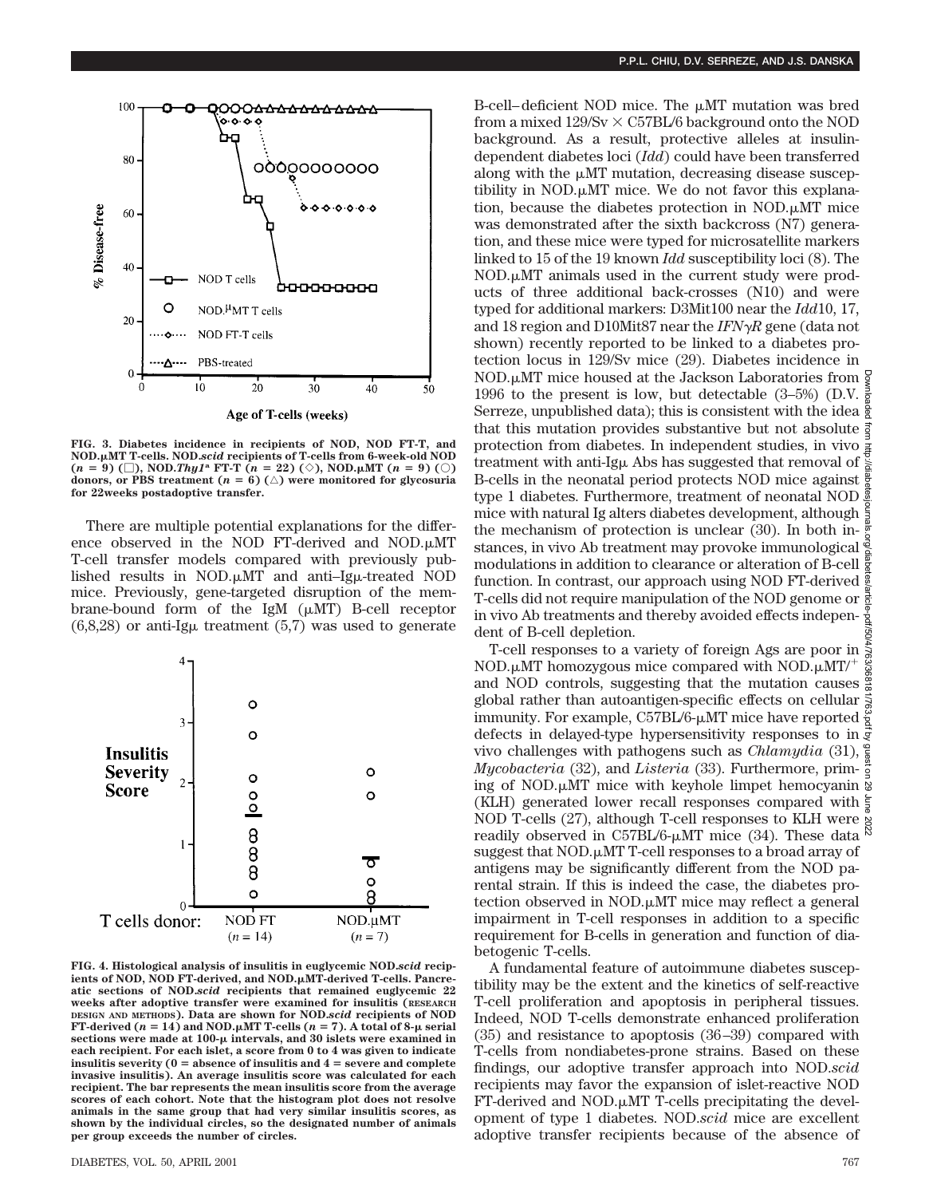FIG. 3. Diabetes incidence in recipients of NOD, NOD FT-T, and NOD.μMT T-cells. NOD.*scid* recipients of T-cells from 6-week-old NOD ($n = 9$) (□), NOD.*Thy1*[a] FT-T ($n = 22$) (◇), NOD.μMT ($n = 9$) (○) donors, or PBS treatment ($n = 6$) (△) were monitored for glycosuria for 22weeks postadoptive transfer.

There are multiple potential explanations for the difference observed in the NOD FT-derived and NOD.μMT T-cell transfer models compared with previously published results in NOD.μMT and anti–Igμ-treated NOD mice. Previously, gene-targeted disruption of the membrane-bound form of the IgM (μMT) B-cell receptor (6,8,28) or anti-Igμ treatment (5,7) was used to generate

FIG. 4. Histological analysis of insulitis in euglycemic NOD.*scid* recipients of NOD, NOD FT-derived, and NOD.μMT-derived T-cells. Pancreatic sections of NOD.*scid* recipients that remained euglycemic 22 weeks after adoptive transfer were examined for insulitis (RESEARCH DESIGN AND METHODS). Data are shown for NOD.*scid* recipients of NOD FT-derived ($n = 14$) and NOD.μMT T-cells ($n = 7$). A total of 8-μ serial sections were made at 100-μ intervals, and 30 islets were examined in each recipient. For each islet, a score from 0 to 4 was given to indicate insulitis severity (0 = absence of insulitis and 4 = severe and complete invasive insulitis). An average insulitis score was calculated for each recipient. The bar represents the mean insulitis score from the average scores of each cohort. Note that the histogram plot does not resolve animals in the same group that had very similar insulitis scores, as shown by the individual circles, so the designated number of animals per group exceeds the number of circles.

B-cell–deficient NOD mice. The μMT mutation was bred from a mixed 129/Sv × C57BL/6 background onto the NOD background. As a result, protective alleles at insulin-dependent diabetes loci (*Idd*) could have been transferred along with the μMT mutation, decreasing disease susceptibility in NOD.μMT mice. We do not favor this explanation, because the diabetes protection in NOD.μMT mice was demonstrated after the sixth backcross (N7) generation, and these mice were typed for microsatellite markers linked to 15 of the 19 known *Idd* susceptibility loci (8). The NOD.μMT animals used in the current study were products of three additional back-crosses (N10) and were typed for additional markers: D3Mit100 near the *Idd*10, 17, and 18 region and D10Mit87 near the *IFNγR* gene (data not shown) recently reported to be linked to a diabetes protection locus in 129/Sv mice (29). Diabetes incidence in NOD.μMT mice housed at the Jackson Laboratories from 1996 to the present is low, but detectable (3–5%) (D.V. Serreze, unpublished data); this is consistent with the idea that this mutation provides substantive but not absolute protection from diabetes. In independent studies, in vivo treatment with anti-Igμ Abs has suggested that removal of B-cells in the neonatal period protects NOD mice against type 1 diabetes. Furthermore, treatment of neonatal NOD mice with natural Ig alters diabetes development, although the mechanism of protection is unclear (30). In both instances, in vivo Ab treatment may provoke immunological modulations in addition to clearance or alteration of B-cell function. In contrast, our approach using NOD FT-derived T-cells did not require manipulation of the NOD genome or in vivo Ab treatments and thereby avoided effects independent of B-cell depletion.

T-cell responses to a variety of foreign Ags are poor in NOD.μMT homozygous mice compared with NOD.μMT/[+] and NOD controls, suggesting that the mutation causes global rather than autoantigen-specific effects on cellular immunity. For example, C57BL/6-μMT mice have reported defects in delayed-type hypersensitivity responses to in vivo challenges with pathogens such as *Chlamydia* (31), *Mycobacteria* (32), and *Listeria* (33). Furthermore, priming of NOD.μMT mice with keyhole limpet hemocyanin (KLH) generated lower recall responses compared with NOD T-cells (27), although T-cell responses to KLH were readily observed in C57BL/6-μMT mice (34). These data suggest that NOD.μMT T-cell responses to a broad array of antigens may be significantly different from the NOD parental strain. If this is indeed the case, the diabetes protection observed in NOD.μMT mice may reflect a general impairment in T-cell responses in addition to a specific requirement for B-cells in generation and function of diabetogenic T-cells.

A fundamental feature of autoimmune diabetes susceptibility may be the extent and the kinetics of self-reactive T-cell proliferation and apoptosis in peripheral tissues. Indeed, NOD T-cells demonstrate enhanced proliferation (35) and resistance to apoptosis (36–39) compared with T-cells from nondiabetes-prone strains. Based on these findings, our adoptive transfer approach into NOD.*scid* recipients may favor the expansion of islet-reactive NOD FT-derived and NOD.μMT T-cells precipitating the development of type 1 diabetes. NOD.*scid* mice are excellent adoptive transfer recipients because of the absence of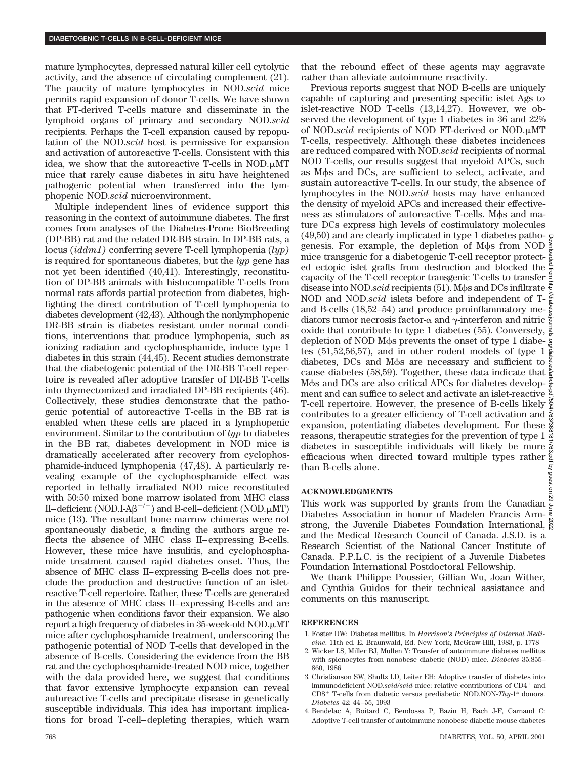mature lymphocytes, depressed natural killer cell cytolytic activity, and the absence of circulating complement (21). The paucity of mature lymphocytes in NOD.*scid* mice permits rapid expansion of donor T-cells. We have shown that FT-derived T-cells mature and disseminate in the lymphoid organs of primary and secondary NOD.*scid* recipients. Perhaps the T-cell expansion caused by repopulation of the NOD.*scid* host is permissive for expansion and activation of autoreactive T-cells. Consistent with this idea, we show that the autoreactive T-cells in NOD.μMT mice that rarely cause diabetes in situ have heightened pathogenic potential when transferred into the lymphopenic NOD.*scid* microenvironment.

Multiple independent lines of evidence support this reasoning in the context of autoimmune diabetes. The first comes from analyses of the Diabetes-Prone BioBreeding (DP-BB) rat and the related DR-BB strain. In DP-BB rats, a locus (*iddm1)* conferring severe T-cell lymphopenia (*lyp)* is required for spontaneous diabetes, but the *lyp* gene has not yet been identified (40,41). Interestingly, reconstitution of DP-BB animals with histocompatible T-cells from normal rats affords partial protection from diabetes, highlighting the direct contribution of T-cell lymphopenia to diabetes development (42,43). Although the nonlymphopenic DR-BB strain is diabetes resistant under normal conditions, interventions that produce lymphopenia, such as ionizing radiation and cyclophosphamide, induce type 1 diabetes in this strain (44,45). Recent studies demonstrate that the diabetogenic potential of the DR-BB T-cell repertoire is revealed after adoptive transfer of DR-BB T-cells into thymectomized and irradiated DP-BB recipients (46). Collectively, these studies demonstrate that the pathogenic potential of autoreactive T-cells in the BB rat is enabled when these cells are placed in a lymphopenic environment. Similar to the contribution of *lyp* to diabetes in the BB rat, diabetes development in NOD mice is dramatically accelerated after recovery from cyclophosphamide-induced lymphopenia (47,48). A particularly revealing example of the cyclophosphamide effect was reported in lethally irradiated NOD mice reconstituted with 50:50 mixed bone marrow isolated from MHC class II–deficient (NOD.I-A$\beta^{-/-}$) and B-cell–deficient (NOD.μMT) mice (13). The resultant bone marrow chimeras were not spontaneously diabetic, a finding the authors argue reflects the absence of MHC class II–expressing B-cells. However, these mice have insulitis, and cyclophosphamide treatment caused rapid diabetes onset. Thus, the absence of MHC class II–expressing B-cells does not preclude the production and destructive function of an islet-reactive T-cell repertoire. Rather, these T-cells are generated in the absence of MHC class II–expressing B-cells and are pathogenic when conditions favor their expansion. We also report a high frequency of diabetes in 35-week-old NOD.μMT mice after cyclophosphamide treatment, underscoring the pathogenic potential of NOD T-cells that developed in the absence of B-cells. Considering the evidence from the BB rat and the cyclophosphamide-treated NOD mice, together with the data provided here, we suggest that conditions that favor extensive lymphocyte expansion can reveal autoreactive T-cells and precipitate disease in genetically susceptible individuals. This idea has important implications for broad T-cell–depleting therapies, which warn that the rebound effect of these agents may aggravate rather than alleviate autoimmune reactivity.

Previous reports suggest that NOD B-cells are uniquely capable of capturing and presenting specific islet Ags to islet-reactive NOD T-cells (13,14,27). However, we observed the development of type 1 diabetes in 36 and 22% of NOD.*scid* recipients of NOD FT-derived or NOD.μMT T-cells, respectively. Although these diabetes incidences are reduced compared with NOD.*scid* recipients of normal NOD T-cells, our results suggest that myeloid APCs, such as Mϕs and DCs, are sufficient to select, activate, and sustain autoreactive T-cells. In our study, the absence of lymphocytes in the NOD.*scid* hosts may have enhanced the density of myeloid APCs and increased their effectiveness as stimulators of autoreactive T-cells. Mϕs and mature DCs express high levels of costimulatory molecules (49,50) and are clearly implicated in type 1 diabetes pathogenesis. For example, the depletion of Mϕs from NOD mice transgenic for a diabetogenic T-cell receptor protected ectopic islet grafts from destruction and blocked the capacity of the T-cell receptor transgenic T-cells to transfer disease into NOD.*scid* recipients (51). Mϕs and DCs infiltrate NOD and NOD.*scid* islets before and independent of T- and B-cells (18,52–54) and produce proinflammatory mediators tumor necrosis factor-α and γ-interferon and nitric oxide that contribute to type 1 diabetes (55). Conversely, depletion of NOD Mϕs prevents the onset of type 1 diabetes (51,52,56,57), and in other rodent models of type 1 diabetes, DCs and Mϕs are necessary and sufficient to cause diabetes (58,59). Together, these data indicate that Mϕs and DCs are also critical APCs for diabetes development and can suffice to select and activate an islet-reactive T-cell repertoire. However, the presence of B-cells likely contributes to a greater efficiency of T-cell activation and expansion, potentiating diabetes development. For these reasons, therapeutic strategies for the prevention of type 1 diabetes in susceptible individuals will likely be more efficacious when directed toward multiple types rather than B-cells alone.

## ACKNOWLEDGMENTS

This work was supported by grants from the Canadian Diabetes Association in honor of Madelen Francis Armstrong, the Juvenile Diabetes Foundation International, and the Medical Research Council of Canada. J.S.D. is a Research Scientist of the National Cancer Institute of Canada. P.P.L.C. is the recipient of a Juvenile Diabetes Foundation International Postdoctoral Fellowship.

We thank Philippe Poussier, Gillian Wu, Joan Wither, and Cynthia Guidos for their technical assistance and comments on this manuscript.

## REFERENCES

1. Foster DW: Diabetes mellitus. In *Harrison's Principles of Internal Medicine.* 11th ed. E. Braunwald, Ed. New York, McGraw-Hill, 1983, p. 1778
2. Wicker LS, Miller BJ, Mullen Y: Transfer of autoimmune diabetes mellitus with splenocytes from nonobese diabetic (NOD) mice. *Diabetes* 35:855–860, 1986
3. Christianson SW, Shultz LD, Leiter EH: Adoptive transfer of diabetes into immunodeficient NOD.*scid/scid* mice: relative contributions of $CD4^+$ and $CD8^+$ T-cells from diabetic versus prediabetic NOD.NON-*Thy*-1[a] donors. *Diabetes* 42: 44–55, 1993
4. Bendelac A, Boitard C, Bendossa P, Bazin H, Bach J-F, Carnaud C: Adoptive T-cell transfer of autoimmune nonobese diabetic mouse diabetes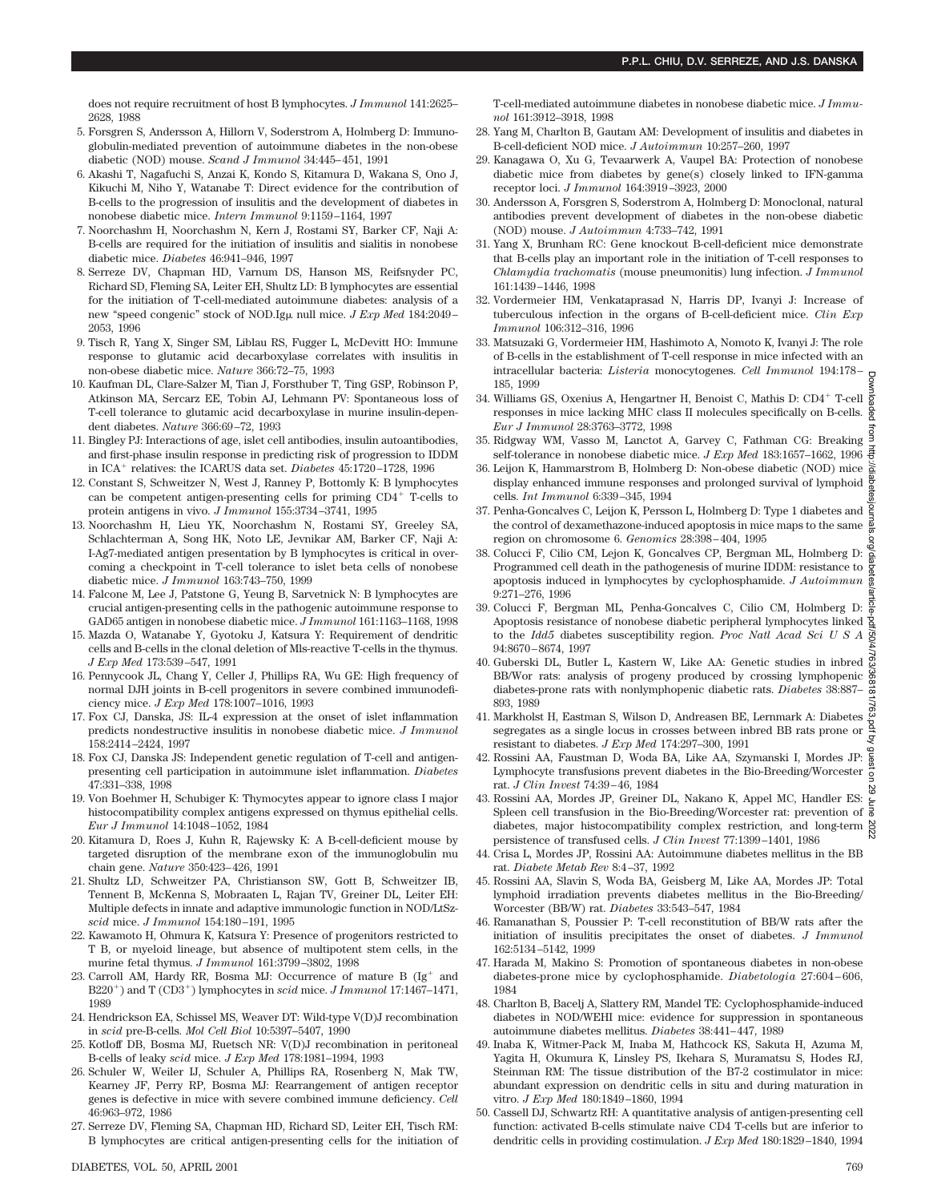does not require recruitment of host B lymphocytes. *J Immunol* 141:2625–2628, 1988

5. Forsgren S, Andersson A, Hillorn V, Soderstrom A, Holmberg D: Immunoglobulin-mediated prevention of autoimmune diabetes in the non-obese diabetic (NOD) mouse. *Scand J Immunol* 34:445–451, 1991
6. Akashi T, Nagafuchi S, Anzai K, Kondo S, Kitamura D, Wakana S, Ono J, Kikuchi M, Niho Y, Watanabe T: Direct evidence for the contribution of B-cells to the progression of insulitis and the development of diabetes in nonobese diabetic mice. *Intern Immunol* 9:1159–1164, 1997
7. Noorchashm H, Noorchashm N, Kern J, Rostami SY, Barker CF, Naji A: B-cells are required for the initiation of insulitis and sialitis in nonobese diabetic mice. *Diabetes* 46:941–946, 1997
8. Serreze DV, Chapman HD, Varnum DS, Hanson MS, Reifsnyder PC, Richard SD, Fleming SA, Leiter EH, Shultz LD: B lymphocytes are essential for the initiation of T-cell-mediated autoimmune diabetes: analysis of a new "speed congenic" stock of NOD.Igμ null mice. *J Exp Med* 184:2049–2053, 1996
9. Tisch R, Yang X, Singer SM, Liblau RS, Fugger L, McDevitt HO: Immune response to glutamic acid decarboxylase correlates with insulitis in non-obese diabetic mice. *Nature* 366:72–75, 1993
10. Kaufman DL, Clare-Salzer M, Tian J, Forsthuber T, Ting GSP, Robinson P, Atkinson MA, Sercarz EE, Tobin AJ, Lehmann PV: Spontaneous loss of T-cell tolerance to glutamic acid decarboxylase in murine insulin-dependent diabetes. *Nature* 366:69–72, 1993
11. Bingley PJ: Interactions of age, islet cell antibodies, insulin autoantibodies, and first-phase insulin response in predicting risk of progression to IDDM in ICA$^{+}$ relatives: the ICARUS data set. *Diabetes* 45:1720–1728, 1996
12. Constant S, Schweitzer N, West J, Ranney P, Bottomly K: B lymphocytes can be competent antigen-presenting cells for priming CD4$^{+}$ T-cells to protein antigens in vivo. *J Immunol* 155:3734–3741, 1995
13. Noorchashm H, Lieu YK, Noorchashm N, Rostami SY, Greeley SA, Schlachterman A, Song HK, Noto LE, Jevnikar AM, Barker CF, Naji A: I-Ag7-mediated antigen presentation by B lymphocytes is critical in overcoming a checkpoint in T-cell tolerance to islet beta cells of nonobese diabetic mice. *J Immunol* 163:743–750, 1999
14. Falcone M, Lee J, Patstone G, Yeung B, Sarvetnick N: B lymphocytes are crucial antigen-presenting cells in the pathogenic autoimmune response to GAD65 antigen in nonobese diabetic mice. *J Immunol* 161:1163–1168, 1998
15. Mazda O, Watanabe Y, Gyotoku J, Katsura Y: Requirement of dendritic cells and B-cells in the clonal deletion of Mls-reactive T-cells in the thymus. *J Exp Med* 173:539–547, 1991
16. Pennycook JL, Chang Y, Celler J, Phillips RA, Wu GE: High frequency of normal DJH joints in B-cell progenitors in severe combined immunodeficiency mice. *J Exp Med* 178:1007–1016, 1993
17. Fox CJ, Danska, JS: IL-4 expression at the onset of islet inflammation predicts nondestructive insulitis in nonobese diabetic mice. *J Immunol* 158:2414–2424, 1997
18. Fox CJ, Danska JS: Independent genetic regulation of T-cell and antigen-presenting cell participation in autoimmune islet inflammation. *Diabetes* 47:331–338, 1998
19. Von Boehmer H, Schubiger K: Thymocytes appear to ignore class I major histocompatibility complex antigens expressed on thymus epithelial cells. *Eur J Immunol* 14:1048–1052, 1984
20. Kitamura D, Roes J, Kuhn R, Rajewsky K: A B-cell-deficient mouse by targeted disruption of the membrane exon of the immunoglobulin mu chain gene. *Nature* 350:423–426, 1991
21. Shultz LD, Schweitzer PA, Christianson SW, Gott B, Schweitzer IB, Tennent B, McKenna S, Mobraaten L, Rajan TV, Greiner DL, Leiter EH: Multiple defects in innate and adaptive immunologic function in NOD/LtSz-*scid* mice. *J Immunol* 154:180–191, 1995
22. Kawamoto H, Ohmura K, Katsura Y: Presence of progenitors restricted to T, B, or myeloid lineage, but absence of multipotent stem cells, in the murine fetal thymus. *J Immunol* 161:3799–3802, 1998
23. Carroll AM, Hardy RR, Bosma MJ: Occurrence of mature B (Ig$^{+}$ and B220$^{+}$) and T (CD3$^{+}$) lymphocytes in *scid* mice. *J Immunol* 17:1467–1471, 1989
24. Hendrickson EA, Schissel MS, Weaver DT: Wild-type V(D)J recombination in *scid* pre-B-cells. *Mol Cell Biol* 10:5397–5407, 1990
25. Kotloff DB, Bosma MJ, Ruetsch NR: V(D)J recombination in peritoneal B-cells of leaky *scid* mice. *J Exp Med* 178:1981–1994, 1993
26. Schuler W, Weiler IJ, Schuler A, Phillips RA, Rosenberg N, Mak TW, Kearney JF, Perry RP, Bosma MJ: Rearrangement of antigen receptor genes is defective in mice with severe combined immune deficiency. *Cell* 46:963–972, 1986
27. Serreze DV, Fleming SA, Chapman HD, Richard SD, Leiter EH, Tisch RM: B lymphocytes are critical antigen-presenting cells for the initiation of T-cell-mediated autoimmune diabetes in nonobese diabetic mice. *J Immunol* 161:3912–3918, 1998
28. Yang M, Charlton B, Gautam AM: Development of insulitis and diabetes in B-cell-deficient NOD mice. *J Autoimmun* 10:257–260, 1997
29. Kanagawa O, Xu G, Tevaarwerk A, Vaupel BA: Protection of nonobese diabetic mice from diabetes by gene(s) closely linked to IFN-gamma receptor loci. *J Immunol* 164:3919–3923, 2000
30. Andersson A, Forsgren S, Soderstrom A, Holmberg D: Monoclonal, natural antibodies prevent development of diabetes in the non-obese diabetic (NOD) mouse. *J Autoimmun* 4:733–742, 1991
31. Yang X, Brunham RC: Gene knockout B-cell-deficient mice demonstrate that B-cells play an important role in the initiation of T-cell responses to *Chlamydia trachomatis* (mouse pneumonitis) lung infection. *J Immunol* 161:1439–1446, 1998
32. Vordermeier HM, Venkataprasad N, Harris DP, Ivanyi J: Increase of tuberculous infection in the organs of B-cell-deficient mice. *Clin Exp Immunol* 106:312–316, 1996
33. Matsuzaki G, Vordermeier HM, Hashimoto A, Nomoto K, Ivanyi J: The role of B-cells in the establishment of T-cell response in mice infected with an intracellular bacteria: *Listeria* monocytogenes. *Cell Immunol* 194:178–185, 1999
34. Williams GS, Oxenius A, Hengartner H, Benoist C, Mathis D: CD4$^{+}$ T-cell responses in mice lacking MHC class II molecules specifically on B-cells. *Eur J Immunol* 28:3763–3772, 1998
35. Ridgway WM, Vasso M, Lanctot A, Garvey C, Fathman CG: Breaking self-tolerance in nonobese diabetic mice. *J Exp Med* 183:1657–1662, 1996
36. Leijon K, Hammarstrom B, Holmberg D: Non-obese diabetic (NOD) mice display enhanced immune responses and prolonged survival of lymphoid cells. *Int Immunol* 6:339–345, 1994
37. Penha-Goncalves C, Leijon K, Persson L, Holmberg D: Type 1 diabetes and the control of dexamethazone-induced apoptosis in mice maps to the same region on chromosome 6. *Genomics* 28:398–404, 1995
38. Colucci F, Cilio CM, Lejon K, Goncalves CP, Bergman ML, Holmberg D: Programmed cell death in the pathogenesis of murine IDDM: resistance to apoptosis induced in lymphocytes by cyclophosphamide. *J Autoimmun* 9:271–276, 1996
39. Colucci F, Bergman ML, Penha-Goncalves C, Cilio CM, Holmberg D: Apoptosis resistance of nonobese diabetic peripheral lymphocytes linked to the *Idd5* diabetes susceptibility region. *Proc Natl Acad Sci U S A* 94:8670–8674, 1997
40. Guberski DL, Butler L, Kastern W, Like AA: Genetic studies in inbred BB/Wor rats: analysis of progeny produced by crossing lymphopenic diabetes-prone rats with nonlymphopenic diabetic rats. *Diabetes* 38:887–893, 1989
41. Markholst H, Eastman S, Wilson D, Andreasen BE, Lernmark A: Diabetes segregates as a single locus in crosses between inbred BB rats prone or resistant to diabetes. *J Exp Med* 174:297–300, 1991
42. Rossini AA, Faustman D, Woda BA, Like AA, Szymanski I, Mordes JP: Lymphocyte transfusions prevent diabetes in the Bio-Breeding/Worcester rat. *J Clin Invest* 74:39–46, 1984
43. Rossini AA, Mordes JP, Greiner DL, Nakano K, Appel MC, Handler ES: Spleen cell transfusion in the Bio-Breeding/Worcester rat: prevention of diabetes, major histocompatibility complex restriction, and long-term persistence of transfused cells. *J Clin Invest* 77:1399–1401, 1986
44. Crisa L, Mordes JP, Rossini AA: Autoimmune diabetes mellitus in the BB rat. *Diabete Metab Rev* 8:4–37, 1992
45. Rossini AA, Slavin S, Woda BA, Geisberg M, Like AA, Mordes JP: Total lymphoid irradiation prevents diabetes mellitus in the Bio-Breeding/Worcester (BB/W) rat. *Diabetes* 33:543–547, 1984
46. Ramanathan S, Poussier P: T-cell reconstitution of BB/W rats after the initiation of insulitis precipitates the onset of diabetes. *J Immunol* 162:5134–5142, 1999
47. Harada M, Makino S: Promotion of spontaneous diabetes in non-obese diabetes-prone mice by cyclophosphamide. *Diabetologia* 27:604–606, 1984
48. Charlton B, Bacelj A, Slattery RM, Mandel TE: Cyclophosphamide-induced diabetes in NOD/WEHI mice: evidence for suppression in spontaneous autoimmune diabetes mellitus. *Diabetes* 38:441–447, 1989
49. Inaba K, Witmer-Pack M, Inaba M, Hathcock KS, Sakuta H, Azuma M, Yagita H, Okumura K, Linsley PS, Ikehara S, Muramatsu S, Hodes RJ, Steinman RM: The tissue distribution of the B7-2 costimulator in mice: abundant expression on dendritic cells in situ and during maturation in vitro. *J Exp Med* 180:1849–1860, 1994
50. Cassell DJ, Schwartz RH: A quantitative analysis of antigen-presenting cell function: activated B-cells stimulate naive CD4 T-cells but are inferior to dendritic cells in providing costimulation. *J Exp Med* 180:1829–1840, 1994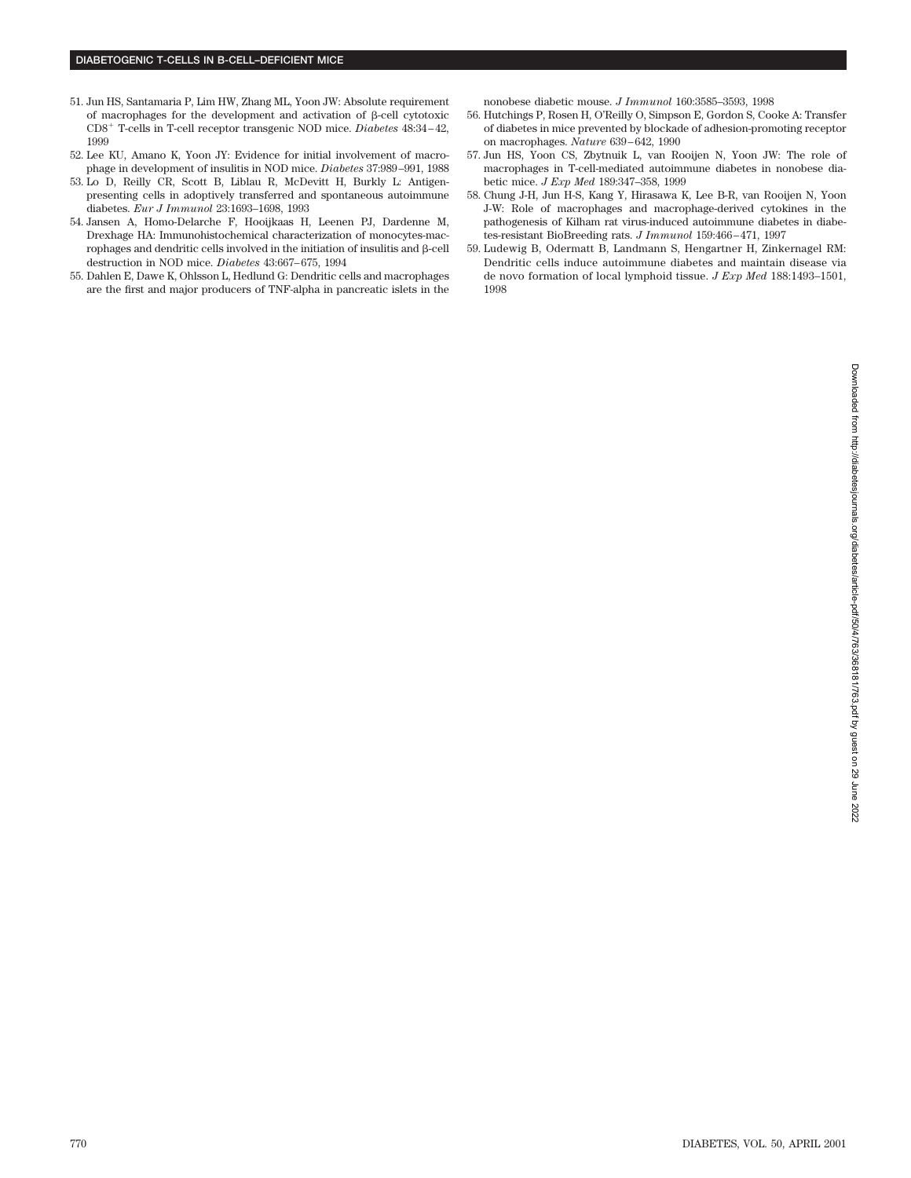51. Jun HS, Santamaria P, Lim HW, Zhang ML, Yoon JW: Absolute requirement of macrophages for the development and activation of β-cell cytotoxic $CD8^+$ T-cells in T-cell receptor transgenic NOD mice. *Diabetes* 48:34–42, 1999
52. Lee KU, Amano K, Yoon JY: Evidence for initial involvement of macrophage in development of insulitis in NOD mice. *Diabetes* 37:989–991, 1988
53. Lo D, Reilly CR, Scott B, Liblau R, McDevitt H, Burkly L: Antigen-presenting cells in adoptively transferred and spontaneous autoimmune diabetes. *Eur J Immunol* 23:1693–1698, 1993
54. Jansen A, Homo-Delarche F, Hooijkaas H, Leenen PJ, Dardenne M, Drexhage HA: Immunohistochemical characterization of monocytes-macrophages and dendritic cells involved in the initiation of insulitis and β-cell destruction in NOD mice. *Diabetes* 43:667–675, 1994
55. Dahlen E, Dawe K, Ohlsson L, Hedlund G: Dendritic cells and macrophages are the first and major producers of TNF-alpha in pancreatic islets in the nonobese diabetic mouse. *J Immunol* 160:3585–3593, 1998
56. Hutchings P, Rosen H, O'Reilly O, Simpson E, Gordon S, Cooke A: Transfer of diabetes in mice prevented by blockade of adhesion-promoting receptor on macrophages. *Nature* 639–642, 1990
57. Jun HS, Yoon CS, Zbytnuik L, van Rooijen N, Yoon JW: The role of macrophages in T-cell-mediated autoimmune diabetes in nonobese diabetic mice. *J Exp Med* 189:347–358, 1999
58. Chung J-H, Jun H-S, Kang Y, Hirasawa K, Lee B-R, van Rooijen N, Yoon J-W: Role of macrophages and macrophage-derived cytokines in the pathogenesis of Kilham rat virus-induced autoimmune diabetes in diabetes-resistant BioBreeding rats. *J Immunol* 159:466–471, 1997
59. Ludewig B, Odermatt B, Landmann S, Hengartner H, Zinkernagel RM: Dendritic cells induce autoimmune diabetes and maintain disease via de novo formation of local lymphoid tissue. *J Exp Med* 188:1493–1501, 1998